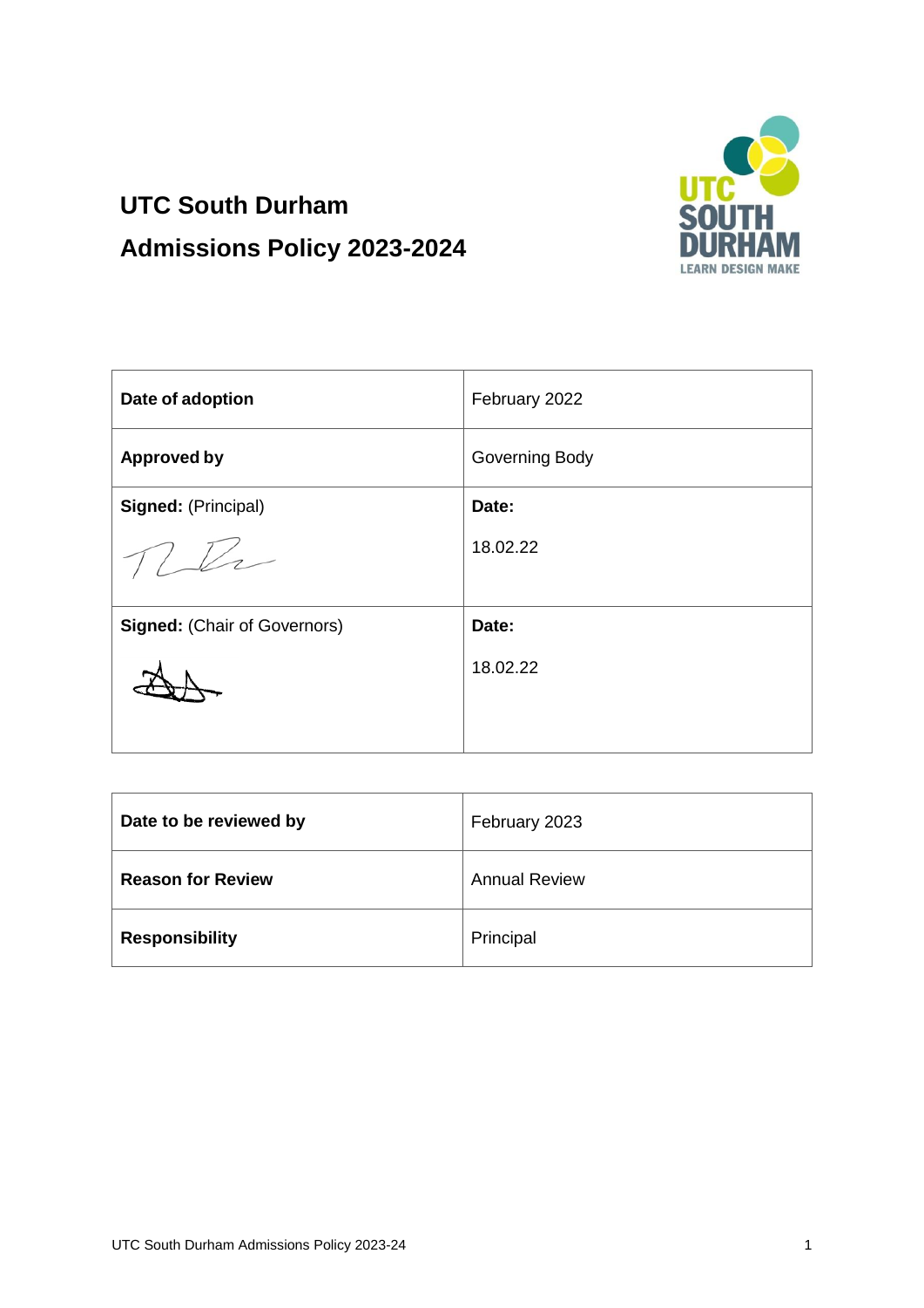# UTC South Durham

# Admissions Policy 2023-2024

| **Date of adoption** | February 2022 |
|---|---|
| **Approved by** | Governing Body |
| **Signed:** (Principal) | **Date:** 18.02.22 |
| **Signed:** (Chair of Governors) | **Date:** 18.02.22 |

| **Date to be reviewed by** | February 2023 |
|---|---|
| **Reason for Review** | Annual Review |
| **Responsibility** | Principal |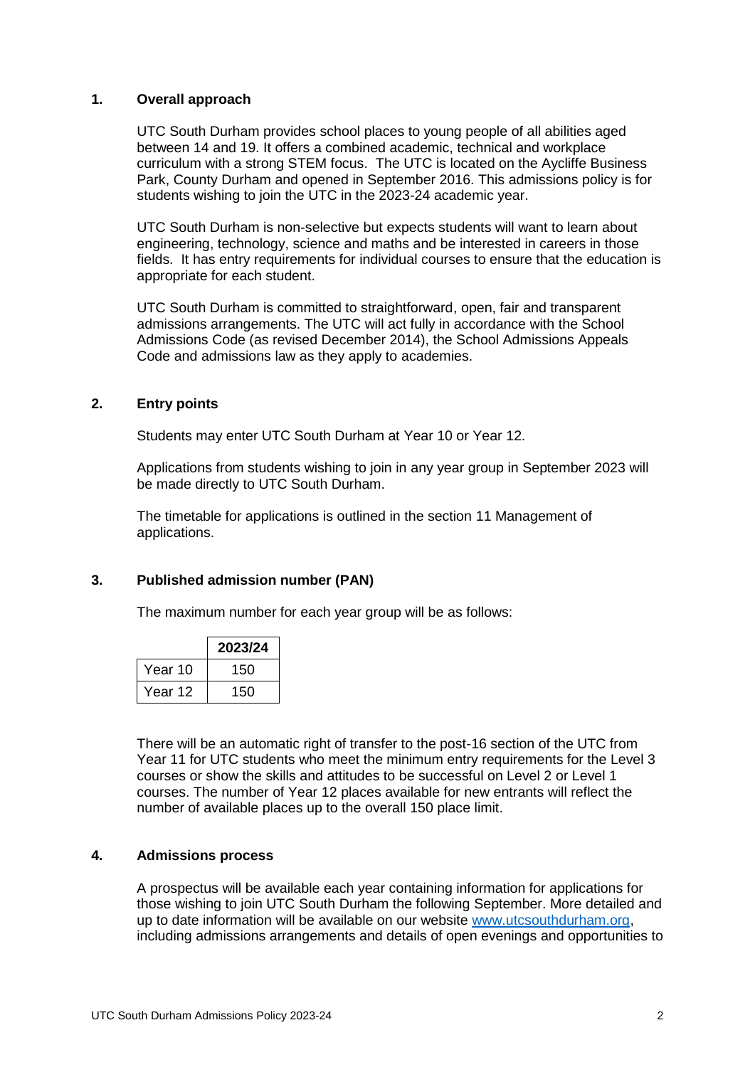## 1. Overall approach

UTC South Durham provides school places to young people of all abilities aged between 14 and 19. It offers a combined academic, technical and workplace curriculum with a strong STEM focus. The UTC is located on the Aycliffe Business Park, County Durham and opened in September 2016. This admissions policy is for students wishing to join the UTC in the 2023-24 academic year.

UTC South Durham is non-selective but expects students will want to learn about engineering, technology, science and maths and be interested in careers in those fields. It has entry requirements for individual courses to ensure that the education is appropriate for each student.

UTC South Durham is committed to straightforward, open, fair and transparent admissions arrangements. The UTC will act fully in accordance with the School Admissions Code (as revised December 2014), the School Admissions Appeals Code and admissions law as they apply to academies.

## 2. Entry points

Students may enter UTC South Durham at Year 10 or Year 12.

Applications from students wishing to join in any year group in September 2023 will be made directly to UTC South Durham.

The timetable for applications is outlined in the section 11 Management of applications.

## 3. Published admission number (PAN)

The maximum number for each year group will be as follows:

| | 2023/24 |
|---|---|
| Year 10 | 150 |
| Year 12 | 150 |

There will be an automatic right of transfer to the post-16 section of the UTC from Year 11 for UTC students who meet the minimum entry requirements for the Level 3 courses or show the skills and attitudes to be successful on Level 2 or Level 1 courses. The number of Year 12 places available for new entrants will reflect the number of available places up to the overall 150 place limit.

## 4. Admissions process

A prospectus will be available each year containing information for applications for those wishing to join UTC South Durham the following September. More detailed and up to date information will be available on our website [www.utcsouthdurham.org](http://www.utcsouthdurham.org), including admissions arrangements and details of open evenings and opportunities to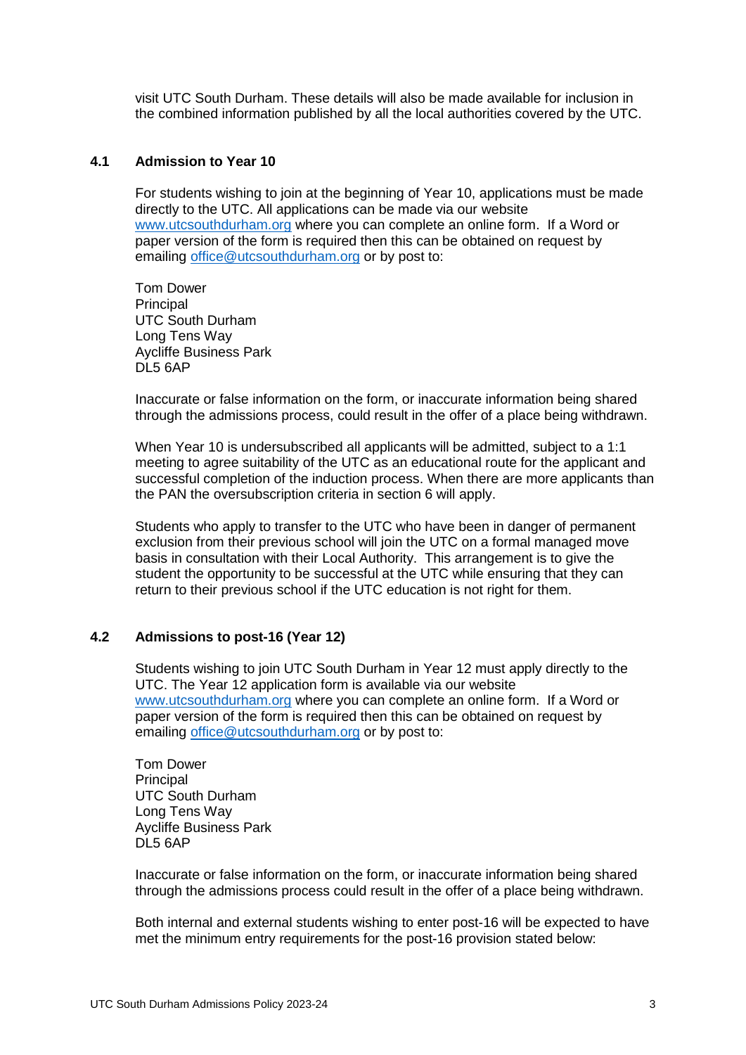visit UTC South Durham. These details will also be made available for inclusion in the combined information published by all the local authorities covered by the UTC.

### 4.1 Admission to Year 10

For students wishing to join at the beginning of Year 10, applications must be made directly to the UTC. All applications can be made via our website [www.utcsouthdurham.org](www.utcsouthdurham.org) where you can complete an online form. If a Word or paper version of the form is required then this can be obtained on request by emailing [office@utcsouthdurham.org](mailto:office@utcsouthdurham.org) or by post to:

Tom Dower
Principal
UTC South Durham
Long Tens Way
Aycliffe Business Park
DL5 6AP

Inaccurate or false information on the form, or inaccurate information being shared through the admissions process, could result in the offer of a place being withdrawn.

When Year 10 is undersubscribed all applicants will be admitted, subject to a 1:1 meeting to agree suitability of the UTC as an educational route for the applicant and successful completion of the induction process. When there are more applicants than the PAN the oversubscription criteria in section 6 will apply.

Students who apply to transfer to the UTC who have been in danger of permanent exclusion from their previous school will join the UTC on a formal managed move basis in consultation with their Local Authority. This arrangement is to give the student the opportunity to be successful at the UTC while ensuring that they can return to their previous school if the UTC education is not right for them.

### 4.2 Admissions to post-16 (Year 12)

Students wishing to join UTC South Durham in Year 12 must apply directly to the UTC. The Year 12 application form is available via our website [www.utcsouthdurham.org](www.utcsouthdurham.org) where you can complete an online form. If a Word or paper version of the form is required then this can be obtained on request by emailing [office@utcsouthdurham.org](mailto:office@utcsouthdurham.org) or by post to:

Tom Dower
Principal
UTC South Durham
Long Tens Way
Aycliffe Business Park
DL5 6AP

Inaccurate or false information on the form, or inaccurate information being shared through the admissions process could result in the offer of a place being withdrawn.

Both internal and external students wishing to enter post-16 will be expected to have met the minimum entry requirements for the post-16 provision stated below: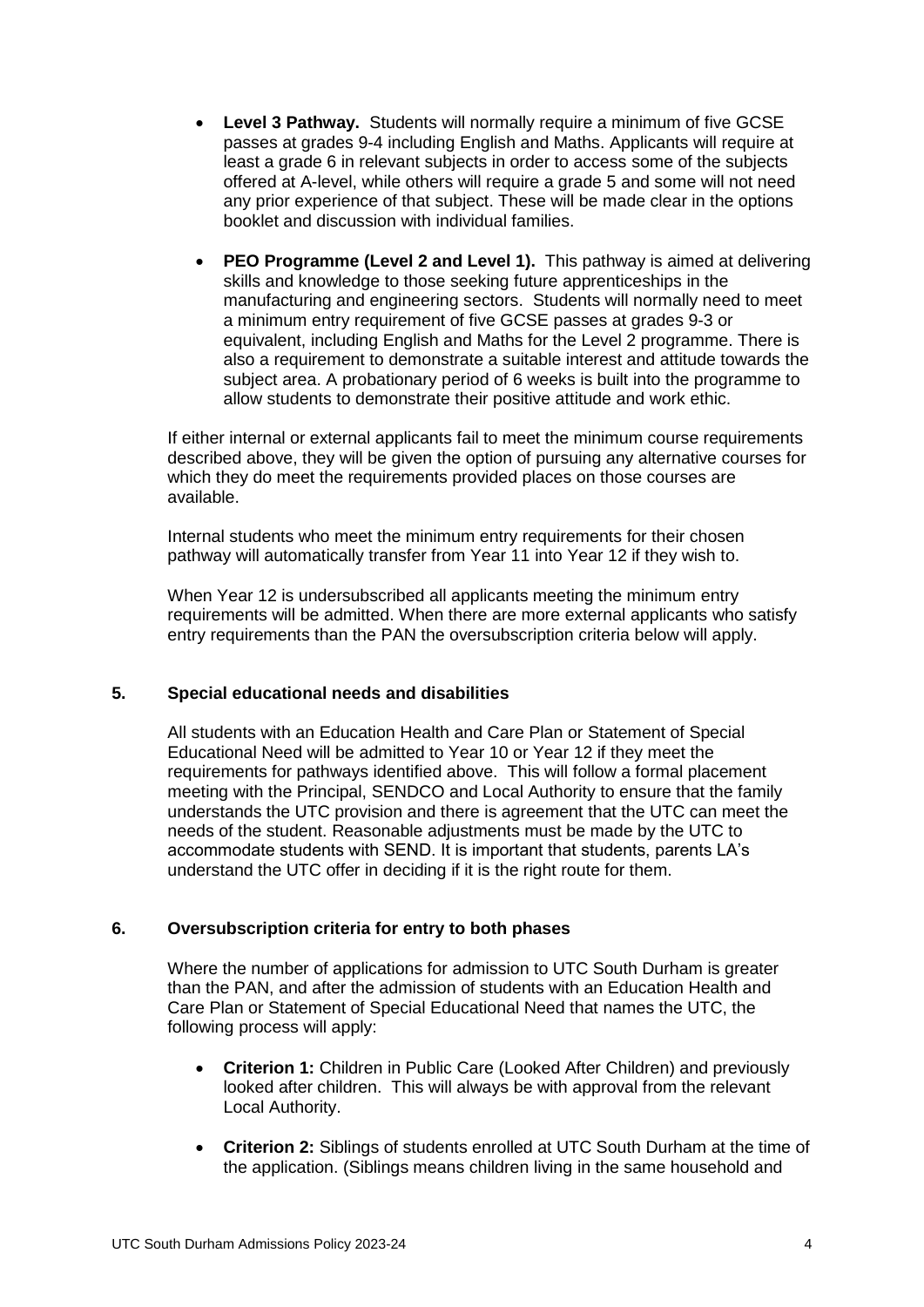- **Level 3 Pathway.** Students will normally require a minimum of five GCSE passes at grades 9-4 including English and Maths. Applicants will require at least a grade 6 in relevant subjects in order to access some of the subjects offered at A-level, while others will require a grade 5 and some will not need any prior experience of that subject. These will be made clear in the options booklet and discussion with individual families.

- **PEO Programme (Level 2 and Level 1).** This pathway is aimed at delivering skills and knowledge to those seeking future apprenticeships in the manufacturing and engineering sectors. Students will normally need to meet a minimum entry requirement of five GCSE passes at grades 9-3 or equivalent, including English and Maths for the Level 2 programme. There is also a requirement to demonstrate a suitable interest and attitude towards the subject area. A probationary period of 6 weeks is built into the programme to allow students to demonstrate their positive attitude and work ethic.

If either internal or external applicants fail to meet the minimum course requirements described above, they will be given the option of pursuing any alternative courses for which they do meet the requirements provided places on those courses are available.

Internal students who meet the minimum entry requirements for their chosen pathway will automatically transfer from Year 11 into Year 12 if they wish to.

When Year 12 is undersubscribed all applicants meeting the minimum entry requirements will be admitted. When there are more external applicants who satisfy entry requirements than the PAN the oversubscription criteria below will apply.

## 5. Special educational needs and disabilities

All students with an Education Health and Care Plan or Statement of Special Educational Need will be admitted to Year 10 or Year 12 if they meet the requirements for pathways identified above. This will follow a formal placement meeting with the Principal, SENDCO and Local Authority to ensure that the family understands the UTC provision and there is agreement that the UTC can meet the needs of the student. Reasonable adjustments must be made by the UTC to accommodate students with SEND. It is important that students, parents LA's understand the UTC offer in deciding if it is the right route for them.

## 6. Oversubscription criteria for entry to both phases

Where the number of applications for admission to UTC South Durham is greater than the PAN, and after the admission of students with an Education Health and Care Plan or Statement of Special Educational Need that names the UTC, the following process will apply:

- **Criterion 1:** Children in Public Care (Looked After Children) and previously looked after children. This will always be with approval from the relevant Local Authority.

- **Criterion 2:** Siblings of students enrolled at UTC South Durham at the time of the application. (Siblings means children living in the same household and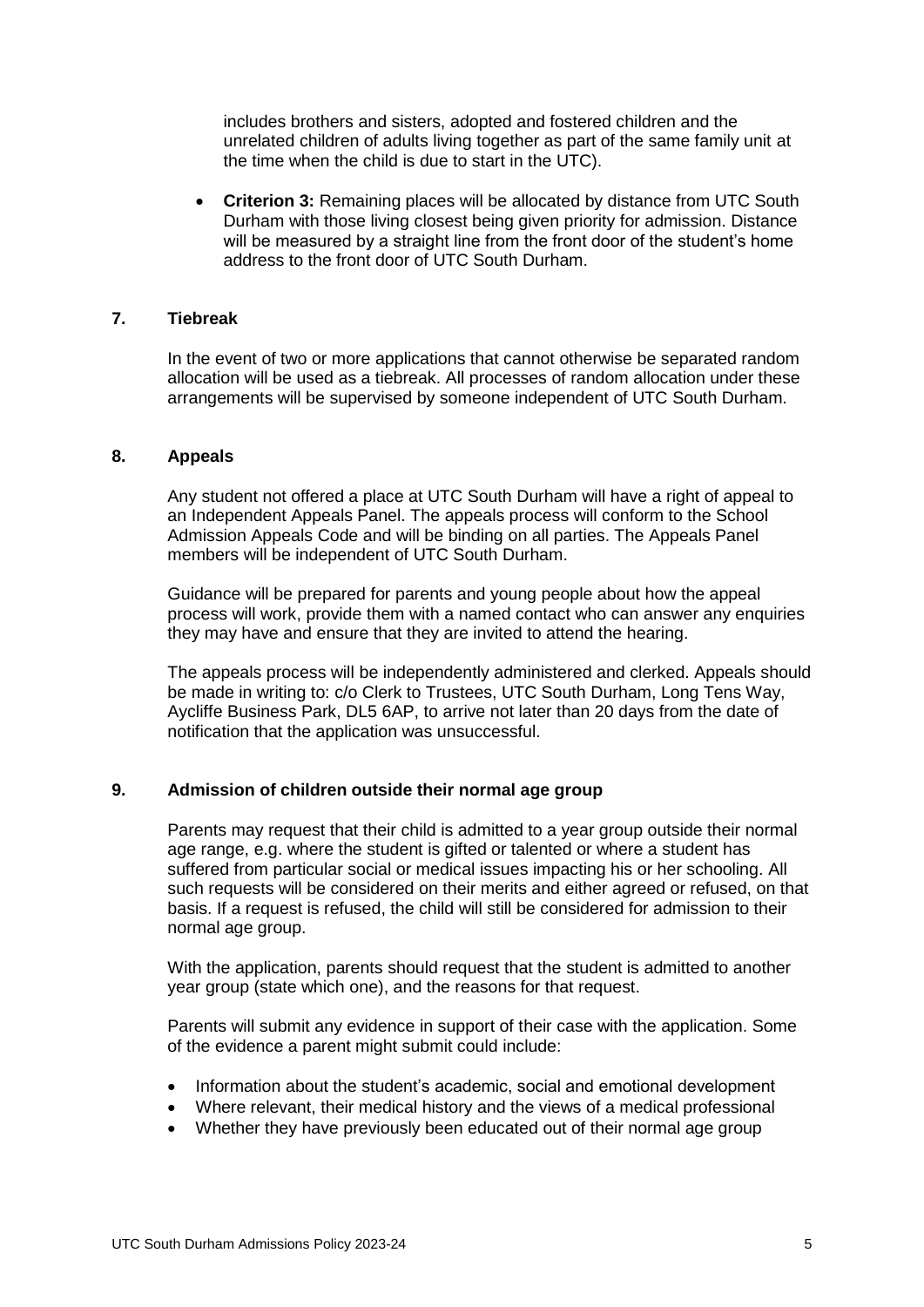includes brothers and sisters, adopted and fostered children and the unrelated children of adults living together as part of the same family unit at the time when the child is due to start in the UTC).

- **Criterion 3:** Remaining places will be allocated by distance from UTC South Durham with those living closest being given priority for admission. Distance will be measured by a straight line from the front door of the student's home address to the front door of UTC South Durham.

## 7. Tiebreak

In the event of two or more applications that cannot otherwise be separated random allocation will be used as a tiebreak. All processes of random allocation under these arrangements will be supervised by someone independent of UTC South Durham.

## 8. Appeals

Any student not offered a place at UTC South Durham will have a right of appeal to an Independent Appeals Panel. The appeals process will conform to the School Admission Appeals Code and will be binding on all parties. The Appeals Panel members will be independent of UTC South Durham.

Guidance will be prepared for parents and young people about how the appeal process will work, provide them with a named contact who can answer any enquiries they may have and ensure that they are invited to attend the hearing.

The appeals process will be independently administered and clerked. Appeals should be made in writing to: c/o Clerk to Trustees, UTC South Durham, Long Tens Way, Aycliffe Business Park, DL5 6AP, to arrive not later than 20 days from the date of notification that the application was unsuccessful.

## 9. Admission of children outside their normal age group

Parents may request that their child is admitted to a year group outside their normal age range, e.g. where the student is gifted or talented or where a student has suffered from particular social or medical issues impacting his or her schooling. All such requests will be considered on their merits and either agreed or refused, on that basis. If a request is refused, the child will still be considered for admission to their normal age group.

With the application, parents should request that the student is admitted to another year group (state which one), and the reasons for that request.

Parents will submit any evidence in support of their case with the application. Some of the evidence a parent might submit could include:

- Information about the student's academic, social and emotional development
- Where relevant, their medical history and the views of a medical professional
- Whether they have previously been educated out of their normal age group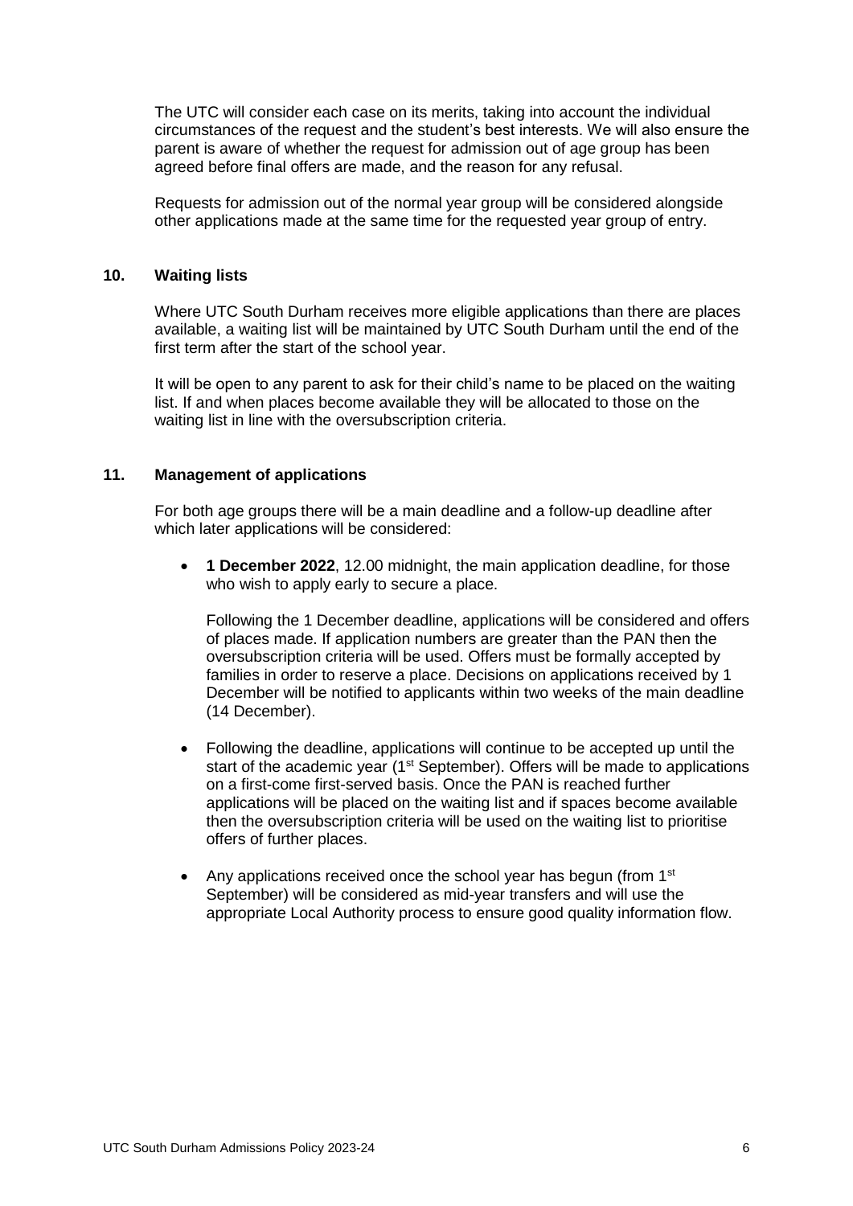The UTC will consider each case on its merits, taking into account the individual circumstances of the request and the student's best interests. We will also ensure the parent is aware of whether the request for admission out of age group has been agreed before final offers are made, and the reason for any refusal.

Requests for admission out of the normal year group will be considered alongside other applications made at the same time for the requested year group of entry.

## 10. Waiting lists

Where UTC South Durham receives more eligible applications than there are places available, a waiting list will be maintained by UTC South Durham until the end of the first term after the start of the school year.

It will be open to any parent to ask for their child's name to be placed on the waiting list. If and when places become available they will be allocated to those on the waiting list in line with the oversubscription criteria.

## 11. Management of applications

For both age groups there will be a main deadline and a follow-up deadline after which later applications will be considered:

- **1 December 2022**, 12.00 midnight, the main application deadline, for those who wish to apply early to secure a place.

  Following the 1 December deadline, applications will be considered and offers of places made. If application numbers are greater than the PAN then the oversubscription criteria will be used. Offers must be formally accepted by families in order to reserve a place. Decisions on applications received by 1 December will be notified to applicants within two weeks of the main deadline (14 December).

- Following the deadline, applications will continue to be accepted up until the start of the academic year (1st September). Offers will be made to applications on a first-come first-served basis. Once the PAN is reached further applications will be placed on the waiting list and if spaces become available then the oversubscription criteria will be used on the waiting list to prioritise offers of further places.

- Any applications received once the school year has begun (from 1st September) will be considered as mid-year transfers and will use the appropriate Local Authority process to ensure good quality information flow.